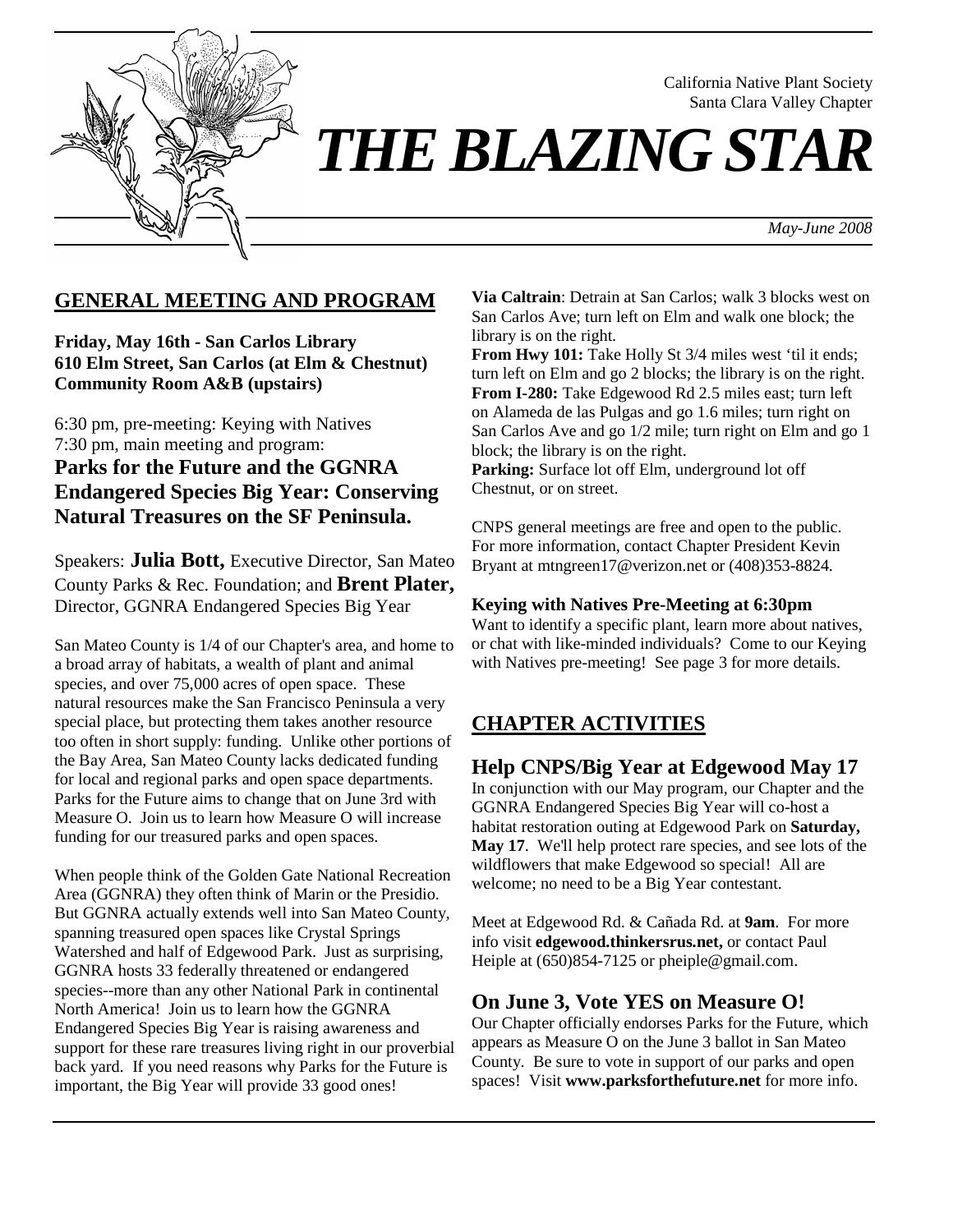California Native Plant Society
Santa Clara Valley Chapter

# *THE BLAZING STAR*

*May-June 2008*

## GENERAL MEETING AND PROGRAM

**Friday, May 16th - San Carlos Library**
**610 Elm Street, San Carlos (at Elm & Chestnut)**
**Community Room A&B (upstairs)**

6:30 pm, pre-meeting: Keying with Natives
7:30 pm, main meeting and program:

### Parks for the Future and the GGNRA Endangered Species Big Year: Conserving Natural Treasures on the SF Peninsula.

Speakers: **Julia Bott,** Executive Director, San Mateo County Parks & Rec. Foundation; and **Brent Plater,** Director, GGNRA Endangered Species Big Year

San Mateo County is 1/4 of our Chapter's area, and home to a broad array of habitats, a wealth of plant and animal species, and over 75,000 acres of open space. These natural resources make the San Francisco Peninsula a very special place, but protecting them takes another resource too often in short supply: funding. Unlike other portions of the Bay Area, San Mateo County lacks dedicated funding for local and regional parks and open space departments. Parks for the Future aims to change that on June 3rd with Measure O. Join us to learn how Measure O will increase funding for our treasured parks and open spaces.

When people think of the Golden Gate National Recreation Area (GGNRA) they often think of Marin or the Presidio. But GGNRA actually extends well into San Mateo County, spanning treasured open spaces like Crystal Springs Watershed and half of Edgewood Park. Just as surprising, GGNRA hosts 33 federally threatened or endangered species--more than any other National Park in continental North America! Join us to learn how the GGNRA Endangered Species Big Year is raising awareness and support for these rare treasures living right in our proverbial back yard. If you need reasons why Parks for the Future is important, the Big Year will provide 33 good ones!

**Via Caltrain**: Detrain at San Carlos; walk 3 blocks west on San Carlos Ave; turn left on Elm and walk one block; the library is on the right.
**From Hwy 101:** Take Holly St 3/4 miles west 'til it ends; turn left on Elm and go 2 blocks; the library is on the right.
**From I-280:** Take Edgewood Rd 2.5 miles east; turn left on Alameda de las Pulgas and go 1.6 miles; turn right on San Carlos Ave and go 1/2 mile; turn right on Elm and go 1 block; the library is on the right.
**Parking:** Surface lot off Elm, underground lot off Chestnut, or on street.

CNPS general meetings are free and open to the public. For more information, contact Chapter President Kevin Bryant at mtngreen17@verizon.net or (408)353-8824.

**Keying with Natives Pre-Meeting at 6:30pm**
Want to identify a specific plant, learn more about natives, or chat with like-minded individuals? Come to our Keying with Natives pre-meeting! See page 3 for more details.

## CHAPTER ACTIVITIES

### Help CNPS/Big Year at Edgewood May 17

In conjunction with our May program, our Chapter and the GGNRA Endangered Species Big Year will co-host a habitat restoration outing at Edgewood Park on **Saturday, May 17**. We'll help protect rare species, and see lots of the wildflowers that make Edgewood so special! All are welcome; no need to be a Big Year contestant.

Meet at Edgewood Rd. & Cañada Rd. at **9am**. For more info visit **edgewood.thinkersrus.net,** or contact Paul Heiple at (650)854-7125 or pheiple@gmail.com.

### On June 3, Vote YES on Measure O!

Our Chapter officially endorses Parks for the Future, which appears as Measure O on the June 3 ballot in San Mateo County. Be sure to vote in support of our parks and open spaces! Visit **www.parksforthefuture.net** for more info.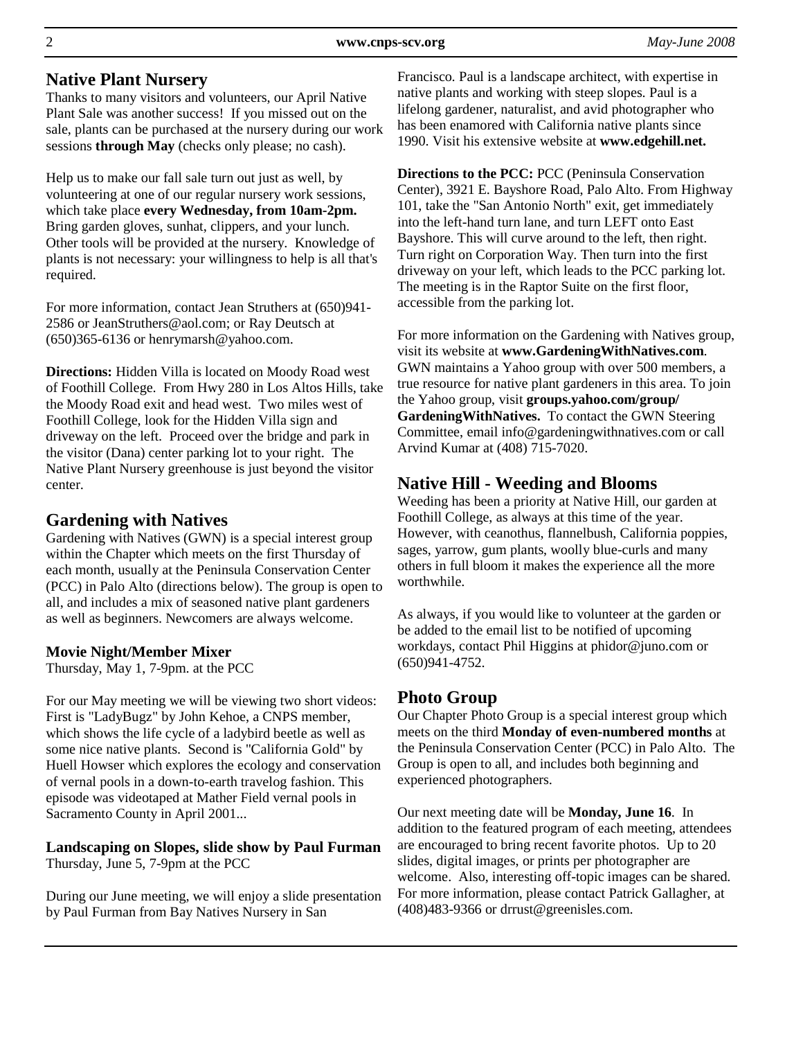## Native Plant Nursery

Thanks to many visitors and volunteers, our April Native Plant Sale was another success! If you missed out on the sale, plants can be purchased at the nursery during our work sessions **through May** (checks only please; no cash).

Help us to make our fall sale turn out just as well, by volunteering at one of our regular nursery work sessions, which take place **every Wednesday, from 10am-2pm.** Bring garden gloves, sunhat, clippers, and your lunch. Other tools will be provided at the nursery. Knowledge of plants is not necessary: your willingness to help is all that's required.

For more information, contact Jean Struthers at (650)941-2586 or JeanStruthers@aol.com; or Ray Deutsch at (650)365-6136 or henrymarsh@yahoo.com.

**Directions:** Hidden Villa is located on Moody Road west of Foothill College. From Hwy 280 in Los Altos Hills, take the Moody Road exit and head west. Two miles west of Foothill College, look for the Hidden Villa sign and driveway on the left. Proceed over the bridge and park in the visitor (Dana) center parking lot to your right. The Native Plant Nursery greenhouse is just beyond the visitor center.

## Gardening with Natives

Gardening with Natives (GWN) is a special interest group within the Chapter which meets on the first Thursday of each month, usually at the Peninsula Conservation Center (PCC) in Palo Alto (directions below). The group is open to all, and includes a mix of seasoned native plant gardeners as well as beginners. Newcomers are always welcome.

### Movie Night/Member Mixer

Thursday, May 1, 7-9pm. at the PCC

For our May meeting we will be viewing two short videos: First is "LadyBugz" by John Kehoe, a CNPS member, which shows the life cycle of a ladybird beetle as well as some nice native plants. Second is "California Gold" by Huell Howser which explores the ecology and conservation of vernal pools in a down-to-earth travelog fashion. This episode was videotaped at Mather Field vernal pools in Sacramento County in April 2001...

### Landscaping on Slopes, slide show by Paul Furman

Thursday, June 5, 7-9pm at the PCC

During our June meeting, we will enjoy a slide presentation by Paul Furman from Bay Natives Nursery in San Francisco. Paul is a landscape architect, with expertise in native plants and working with steep slopes. Paul is a lifelong gardener, naturalist, and avid photographer who has been enamored with California native plants since 1990. Visit his extensive website at **www.edgehill.net.**

**Directions to the PCC:** PCC (Peninsula Conservation Center), 3921 E. Bayshore Road, Palo Alto. From Highway 101, take the "San Antonio North" exit, get immediately into the left-hand turn lane, and turn LEFT onto East Bayshore. This will curve around to the left, then right. Turn right on Corporation Way. Then turn into the first driveway on your left, which leads to the PCC parking lot. The meeting is in the Raptor Suite on the first floor, accessible from the parking lot.

For more information on the Gardening with Natives group, visit its website at **www.GardeningWithNatives.com**. GWN maintains a Yahoo group with over 500 members, a true resource for native plant gardeners in this area. To join the Yahoo group, visit **groups.yahoo.com/group/ GardeningWithNatives.** To contact the GWN Steering Committee, email info@gardeningwithnatives.com or call Arvind Kumar at (408) 715-7020.

## Native Hill - Weeding and Blooms

Weeding has been a priority at Native Hill, our garden at Foothill College, as always at this time of the year. However, with ceanothus, flannelbush, California poppies, sages, yarrow, gum plants, woolly blue-curls and many others in full bloom it makes the experience all the more worthwhile.

As always, if you would like to volunteer at the garden or be added to the email list to be notified of upcoming workdays, contact Phil Higgins at phidor@juno.com or (650)941-4752.

## Photo Group

Our Chapter Photo Group is a special interest group which meets on the third **Monday of even-numbered months** at the Peninsula Conservation Center (PCC) in Palo Alto. The Group is open to all, and includes both beginning and experienced photographers.

Our next meeting date will be **Monday, June 16**. In addition to the featured program of each meeting, attendees are encouraged to bring recent favorite photos. Up to 20 slides, digital images, or prints per photographer are welcome. Also, interesting off-topic images can be shared. For more information, please contact Patrick Gallagher, at (408)483-9366 or drrust@greenisles.com.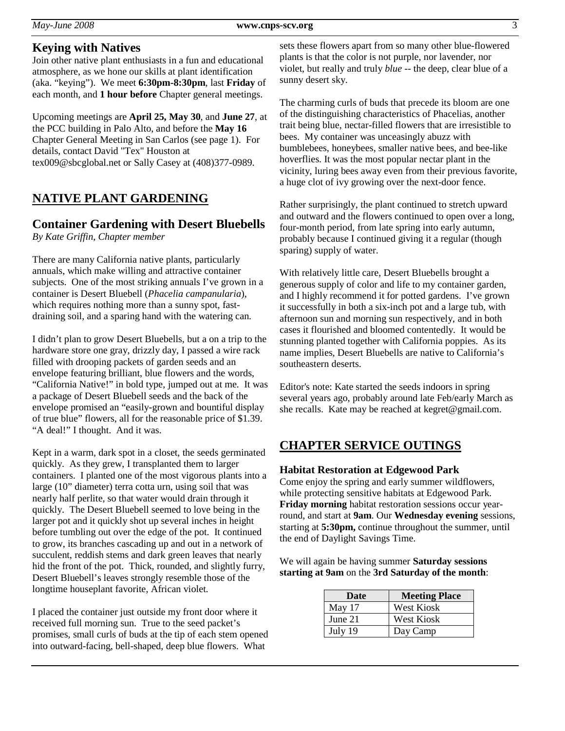## Keying with Natives

Join other native plant enthusiasts in a fun and educational atmosphere, as we hone our skills at plant identification (aka. "keying"). We meet **6:30pm-8:30pm**, last **Friday** of each month, and **1 hour before** Chapter general meetings.

Upcoming meetings are **April 25, May 30**, and **June 27**, at the PCC building in Palo Alto, and before the **May 16** Chapter General Meeting in San Carlos (see page 1). For details, contact David "Tex" Houston at tex009@sbcglobal.net or Sally Casey at (408)377-0989.

# NATIVE PLANT GARDENING

## Container Gardening with Desert Bluebells

*By Kate Griffin, Chapter member*

There are many California native plants, particularly annuals, which make willing and attractive container subjects. One of the most striking annuals I've grown in a container is Desert Bluebell (*Phacelia campanularia*), which requires nothing more than a sunny spot, fast-draining soil, and a sparing hand with the watering can.

I didn't plan to grow Desert Bluebells, but a on a trip to the hardware store one gray, drizzly day, I passed a wire rack filled with drooping packets of garden seeds and an envelope featuring brilliant, blue flowers and the words, "California Native!" in bold type, jumped out at me. It was a package of Desert Bluebell seeds and the back of the envelope promised an "easily-grown and bountiful display of true blue" flowers, all for the reasonable price of $1.39. "A deal!" I thought. And it was.

Kept in a warm, dark spot in a closet, the seeds germinated quickly. As they grew, I transplanted them to larger containers. I planted one of the most vigorous plants into a large (10" diameter) terra cotta urn, using soil that was nearly half perlite, so that water would drain through it quickly. The Desert Bluebell seemed to love being in the larger pot and it quickly shot up several inches in height before tumbling out over the edge of the pot. It continued to grow, its branches cascading up and out in a network of succulent, reddish stems and dark green leaves that nearly hid the front of the pot. Thick, rounded, and slightly furry, Desert Bluebell's leaves strongly resemble those of the longtime houseplant favorite, African violet.

I placed the container just outside my front door where it received full morning sun. True to the seed packet's promises, small curls of buds at the tip of each stem opened into outward-facing, bell-shaped, deep blue flowers. What sets these flowers apart from so many other blue-flowered plants is that the color is not purple, nor lavender, nor violet, but really and truly *blue* -- the deep, clear blue of a sunny desert sky.

The charming curls of buds that precede its bloom are one of the distinguishing characteristics of Phacelias, another trait being blue, nectar-filled flowers that are irresistible to bees. My container was unceasingly abuzz with bumblebees, honeybees, smaller native bees, and bee-like hoverflies. It was the most popular nectar plant in the vicinity, luring bees away even from their previous favorite, a huge clot of ivy growing over the next-door fence.

Rather surprisingly, the plant continued to stretch upward and outward and the flowers continued to open over a long, four-month period, from late spring into early autumn, probably because I continued giving it a regular (though sparing) supply of water.

With relatively little care, Desert Bluebells brought a generous supply of color and life to my container garden, and I highly recommend it for potted gardens. I've grown it successfully in both a six-inch pot and a large tub, with afternoon sun and morning sun respectively, and in both cases it flourished and bloomed contentedly. It would be stunning planted together with California poppies. As its name implies, Desert Bluebells are native to California's southeastern deserts.

Editor's note: Kate started the seeds indoors in spring several years ago, probably around late Feb/early March as she recalls. Kate may be reached at kegret@gmail.com.

# CHAPTER SERVICE OUTINGS

### Habitat Restoration at Edgewood Park

Come enjoy the spring and early summer wildflowers, while protecting sensitive habitats at Edgewood Park. **Friday morning** habitat restoration sessions occur year-round, and start at **9am**. Our **Wednesday evening** sessions, starting at **5:30pm,** continue throughout the summer, until the end of Daylight Savings Time.

We will again be having summer **Saturday sessions starting at 9am** on the **3rd Saturday of the month**:

| Date | Meeting Place |
|---|---|
| May 17 | West Kiosk |
| June 21 | West Kiosk |
| July 19 | Day Camp |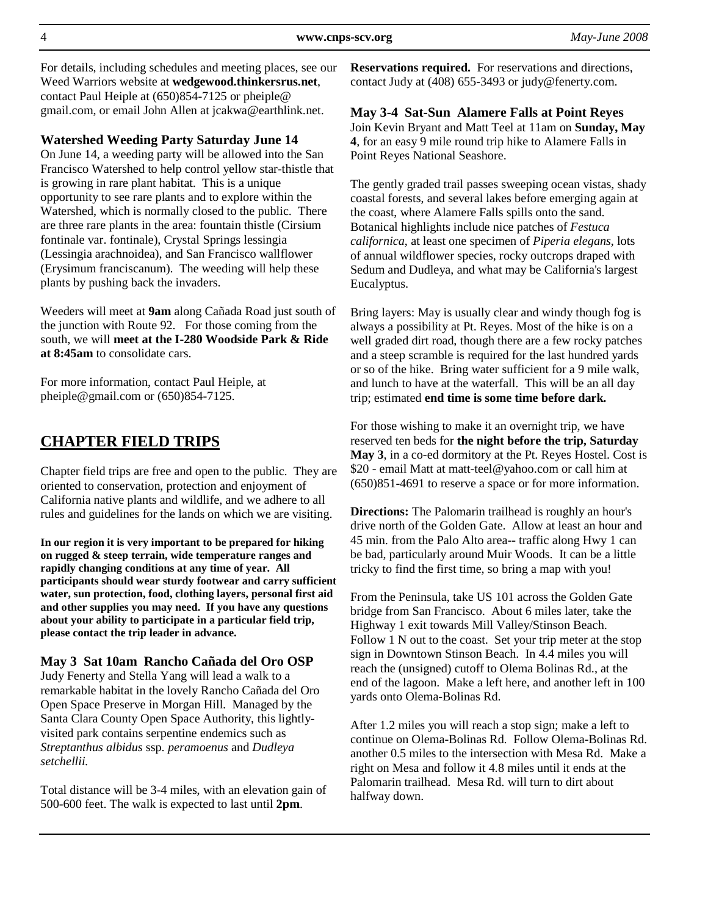For details, including schedules and meeting places, see our Weed Warriors website at **wedgewood.thinkersrus.net**, contact Paul Heiple at (650)854-7125 or pheiple@ gmail.com, or email John Allen at jcakwa@earthlink.net.

### Watershed Weeding Party Saturday June 14

On June 14, a weeding party will be allowed into the San Francisco Watershed to help control yellow star-thistle that is growing in rare plant habitat. This is a unique opportunity to see rare plants and to explore within the Watershed, which is normally closed to the public. There are three rare plants in the area: fountain thistle (Cirsium fontinale var. fontinale), Crystal Springs lessingia (Lessingia arachnoidea), and San Francisco wallflower (Erysimum franciscanum). The weeding will help these plants by pushing back the invaders.

Weeders will meet at **9am** along Cañada Road just south of the junction with Route 92. For those coming from the south, we will **meet at the I-280 Woodside Park & Ride at 8:45am** to consolidate cars.

For more information, contact Paul Heiple, at pheiple@gmail.com or (650)854-7125.

## CHAPTER FIELD TRIPS

Chapter field trips are free and open to the public. They are oriented to conservation, protection and enjoyment of California native plants and wildlife, and we adhere to all rules and guidelines for the lands on which we are visiting.

**In our region it is very important to be prepared for hiking on rugged & steep terrain, wide temperature ranges and rapidly changing conditions at any time of year. All participants should wear sturdy footwear and carry sufficient water, sun protection, food, clothing layers, personal first aid and other supplies you may need. If you have any questions about your ability to participate in a particular field trip, please contact the trip leader in advance.**

### May 3 Sat 10am Rancho Cañada del Oro OSP

Judy Fenerty and Stella Yang will lead a walk to a remarkable habitat in the lovely Rancho Cañada del Oro Open Space Preserve in Morgan Hill. Managed by the Santa Clara County Open Space Authority, this lightly-visited park contains serpentine endemics such as *Streptanthus albidus* ssp. *peramoenus* and *Dudleya setchellii.*

Total distance will be 3-4 miles, with an elevation gain of 500-600 feet. The walk is expected to last until **2pm**.

**Reservations required.** For reservations and directions, contact Judy at (408) 655-3493 or judy@fenerty.com.

### May 3-4 Sat-Sun Alamere Falls at Point Reyes

Join Kevin Bryant and Matt Teel at 11am on **Sunday, May 4**, for an easy 9 mile round trip hike to Alamere Falls in Point Reyes National Seashore.

The gently graded trail passes sweeping ocean vistas, shady coastal forests, and several lakes before emerging again at the coast, where Alamere Falls spills onto the sand. Botanical highlights include nice patches of *Festuca californica*, at least one specimen of *Piperia elegans*, lots of annual wildflower species, rocky outcrops draped with Sedum and Dudleya, and what may be California's largest Eucalyptus.

Bring layers: May is usually clear and windy though fog is always a possibility at Pt. Reyes. Most of the hike is on a well graded dirt road, though there are a few rocky patches and a steep scramble is required for the last hundred yards or so of the hike. Bring water sufficient for a 9 mile walk, and lunch to have at the waterfall. This will be an all day trip; estimated **end time is some time before dark.**

For those wishing to make it an overnight trip, we have reserved ten beds for **the night before the trip, Saturday May 3**, in a co-ed dormitory at the Pt. Reyes Hostel. Cost is $20 - email Matt at matt-teel@yahoo.com or call him at (650)851-4691 to reserve a space or for more information.

**Directions:** The Palomarin trailhead is roughly an hour's drive north of the Golden Gate. Allow at least an hour and 45 min. from the Palo Alto area-- traffic along Hwy 1 can be bad, particularly around Muir Woods. It can be a little tricky to find the first time, so bring a map with you!

From the Peninsula, take US 101 across the Golden Gate bridge from San Francisco. About 6 miles later, take the Highway 1 exit towards Mill Valley/Stinson Beach. Follow 1 N out to the coast. Set your trip meter at the stop sign in Downtown Stinson Beach. In 4.4 miles you will reach the (unsigned) cutoff to Olema Bolinas Rd., at the end of the lagoon. Make a left here, and another left in 100 yards onto Olema-Bolinas Rd.

After 1.2 miles you will reach a stop sign; make a left to continue on Olema-Bolinas Rd. Follow Olema-Bolinas Rd. another 0.5 miles to the intersection with Mesa Rd. Make a right on Mesa and follow it 4.8 miles until it ends at the Palomarin trailhead. Mesa Rd. will turn to dirt about halfway down.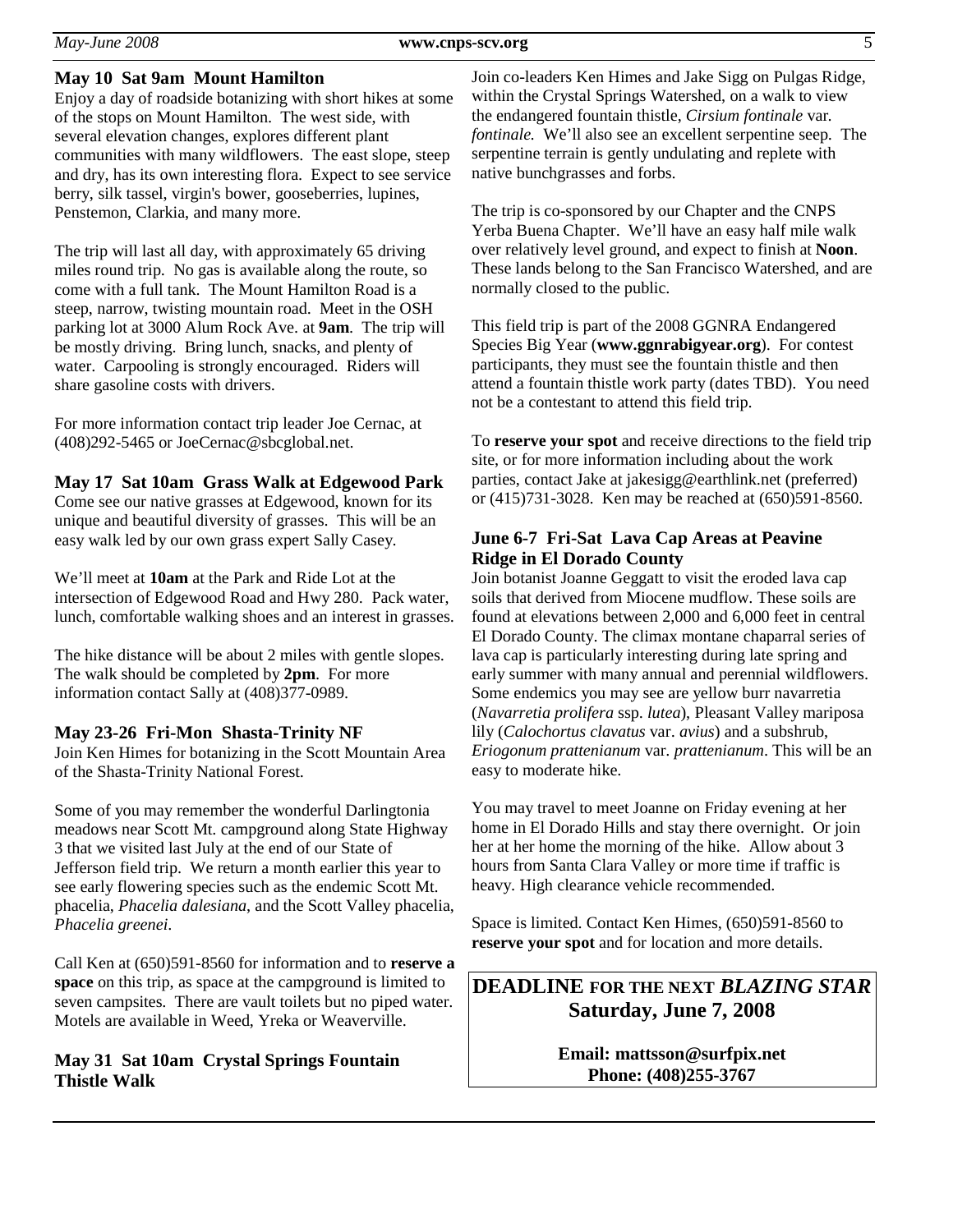### May 10 Sat 9am Mount Hamilton

Enjoy a day of roadside botanizing with short hikes at some of the stops on Mount Hamilton. The west side, with several elevation changes, explores different plant communities with many wildflowers. The east slope, steep and dry, has its own interesting flora. Expect to see service berry, silk tassel, virgin's bower, gooseberries, lupines, Penstemon, Clarkia, and many more.

The trip will last all day, with approximately 65 driving miles round trip. No gas is available along the route, so come with a full tank. The Mount Hamilton Road is a steep, narrow, twisting mountain road. Meet in the OSH parking lot at 3000 Alum Rock Ave. at **9am**. The trip will be mostly driving. Bring lunch, snacks, and plenty of water. Carpooling is strongly encouraged. Riders will share gasoline costs with drivers.

For more information contact trip leader Joe Cernac, at (408)292-5465 or JoeCernac@sbcglobal.net.

### May 17 Sat 10am Grass Walk at Edgewood Park

Come see our native grasses at Edgewood, known for its unique and beautiful diversity of grasses. This will be an easy walk led by our own grass expert Sally Casey.

We'll meet at **10am** at the Park and Ride Lot at the intersection of Edgewood Road and Hwy 280. Pack water, lunch, comfortable walking shoes and an interest in grasses.

The hike distance will be about 2 miles with gentle slopes. The walk should be completed by **2pm**. For more information contact Sally at (408)377-0989.

### May 23-26 Fri-Mon Shasta-Trinity NF

Join Ken Himes for botanizing in the Scott Mountain Area of the Shasta-Trinity National Forest.

Some of you may remember the wonderful Darlingtonia meadows near Scott Mt. campground along State Highway 3 that we visited last July at the end of our State of Jefferson field trip. We return a month earlier this year to see early flowering species such as the endemic Scott Mt. phacelia, *Phacelia dalesiana*, and the Scott Valley phacelia, *Phacelia greenei*.

Call Ken at (650)591-8560 for information and to **reserve a space** on this trip, as space at the campground is limited to seven campsites. There are vault toilets but no piped water. Motels are available in Weed, Yreka or Weaverville.

### May 31 Sat 10am Crystal Springs Fountain Thistle Walk

Join co-leaders Ken Himes and Jake Sigg on Pulgas Ridge, within the Crystal Springs Watershed, on a walk to view the endangered fountain thistle, *Cirsium fontinale* var. *fontinale.* We'll also see an excellent serpentine seep. The serpentine terrain is gently undulating and replete with native bunchgrasses and forbs.

The trip is co-sponsored by our Chapter and the CNPS Yerba Buena Chapter. We'll have an easy half mile walk over relatively level ground, and expect to finish at **Noon**. These lands belong to the San Francisco Watershed, and are normally closed to the public.

This field trip is part of the 2008 GGNRA Endangered Species Big Year (**www.ggnrabigyear.org**). For contest participants, they must see the fountain thistle and then attend a fountain thistle work party (dates TBD). You need not be a contestant to attend this field trip.

To **reserve your spot** and receive directions to the field trip site, or for more information including about the work parties, contact Jake at jakesigg@earthlink.net (preferred) or (415)731-3028. Ken may be reached at (650)591-8560.

### June 6-7 Fri-Sat Lava Cap Areas at Peavine Ridge in El Dorado County

Join botanist Joanne Geggatt to visit the eroded lava cap soils that derived from Miocene mudflow. These soils are found at elevations between 2,000 and 6,000 feet in central El Dorado County. The climax montane chaparral series of lava cap is particularly interesting during late spring and early summer with many annual and perennial wildflowers. Some endemics you may see are yellow burr navarretia (*Navarretia prolifera* ssp. *lutea*), Pleasant Valley mariposa lily (*Calochortus clavatus* var. *avius*) and a subshrub, *Eriogonum prattenianum* var. *prattenianum*. This will be an easy to moderate hike.

You may travel to meet Joanne on Friday evening at her home in El Dorado Hills and stay there overnight. Or join her at her home the morning of the hike. Allow about 3 hours from Santa Clara Valley or more time if traffic is heavy. High clearance vehicle recommended.

Space is limited. Contact Ken Himes, (650)591-8560 to **reserve your spot** and for location and more details.

## DEADLINE FOR THE NEXT *BLAZING STAR* Saturday, June 7, 2008

**Email: mattsson@surfpix.net**
**Phone: (408)255-3767**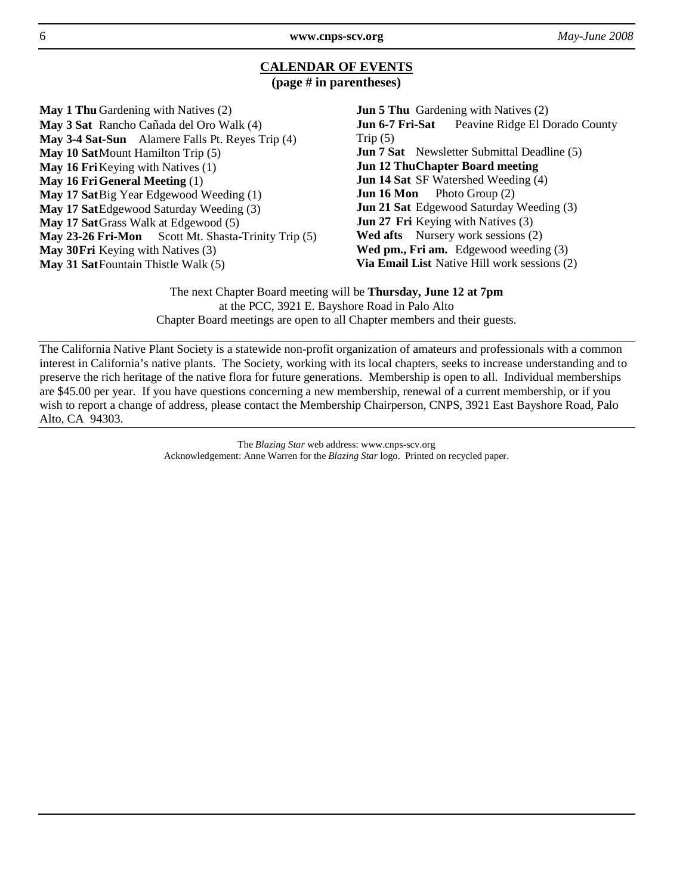## CALENDAR OF EVENTS

**(page # in parentheses)**

**May 1 Thu** Gardening with Natives (2)
**May 3 Sat** Rancho Cañada del Oro Walk (4)
**May 3-4 Sat-Sun** Alamere Falls Pt. Reyes Trip (4)
**May 10 Sat** Mount Hamilton Trip (5)
**May 16 Fri** Keying with Natives (1)
**May 16 Fri** **General Meeting** (1)
**May 17 Sat** Big Year Edgewood Weeding (1)
**May 17 Sat** Edgewood Saturday Weeding (3)
**May 17 Sat** Grass Walk at Edgewood (5)
**May 23-26 Fri-Mon** Scott Mt. Shasta-Trinity Trip (5)
**May 30 Fri** Keying with Natives (3)
**May 31 Sat** Fountain Thistle Walk (5)

**Jun 5 Thu** Gardening with Natives (2)
**Jun 6-7 Fri-Sat** Peavine Ridge El Dorado County Trip (5)
**Jun 7 Sat** Newsletter Submittal Deadline (5)
**Jun 12 Thu** **Chapter Board meeting**
**Jun 14 Sat** SF Watershed Weeding (4)
**Jun 16 Mon** Photo Group (2)
**Jun 21 Sat** Edgewood Saturday Weeding (3)
**Jun 27 Fri** Keying with Natives (3)
**Wed afts** Nursery work sessions (2)
**Wed pm., Fri am.** Edgewood weeding (3)
**Via Email List** Native Hill work sessions (2)

The next Chapter Board meeting will be **Thursday, June 12 at 7pm**
at the PCC, 3921 E. Bayshore Road in Palo Alto
Chapter Board meetings are open to all Chapter members and their guests.

---

The California Native Plant Society is a statewide non-profit organization of amateurs and professionals with a common interest in California's native plants. The Society, working with its local chapters, seeks to increase understanding and to preserve the rich heritage of the native flora for future generations. Membership is open to all. Individual memberships are $45.00 per year. If you have questions concerning a new membership, renewal of a current membership, or if you wish to report a change of address, please contact the Membership Chairperson, CNPS, 3921 East Bayshore Road, Palo Alto, CA 94303.

---

The *Blazing Star* web address: www.cnps-scv.org
Acknowledgement: Anne Warren for the *Blazing Star* logo. Printed on recycled paper.